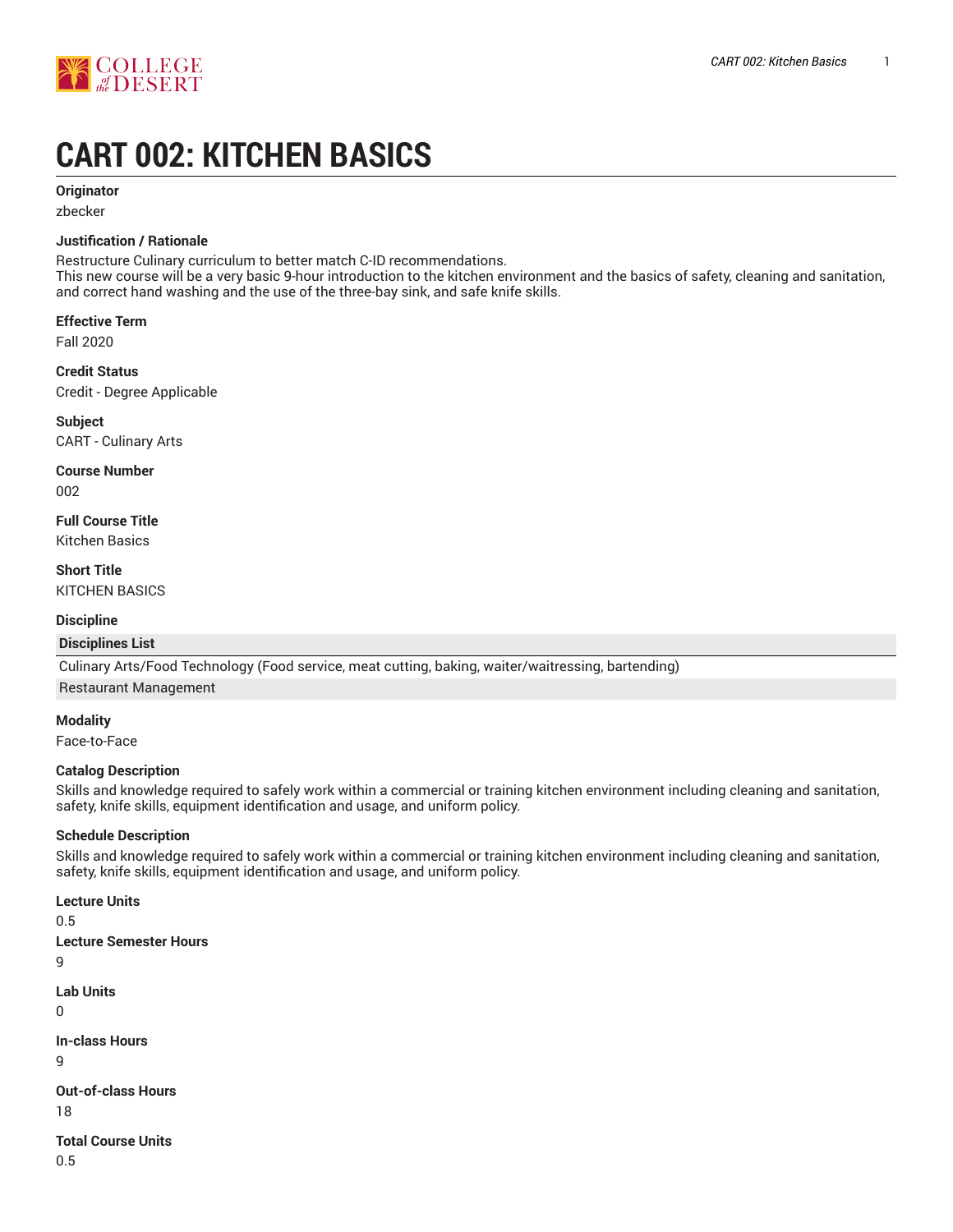# CART 002: KITCHEN BASICS

**Originator**

zbecker

**Justification / Rationale**

Restructure Culinary curriculum to better match C-ID recommendations.
This new course will be a very basic 9-hour introduction to the kitchen environment and the basics of safety, cleaning and sanitation, and correct hand washing and the use of the three-bay sink, and safe knife skills.

**Effective Term**

Fall 2020

**Credit Status**

Credit - Degree Applicable

**Subject**

CART - Culinary Arts

**Course Number**

002

**Full Course Title**

Kitchen Basics

**Short Title**

KITCHEN BASICS

**Discipline**

| Disciplines List |
| --- |
| Culinary Arts/Food Technology (Food service, meat cutting, baking, waiter/waitressing, bartending) |
| Restaurant Management |

**Modality**

Face-to-Face

**Catalog Description**

Skills and knowledge required to safely work within a commercial or training kitchen environment including cleaning and sanitation, safety, knife skills, equipment identification and usage, and uniform policy.

**Schedule Description**

Skills and knowledge required to safely work within a commercial or training kitchen environment including cleaning and sanitation, safety, knife skills, equipment identification and usage, and uniform policy.

**Lecture Units**

0.5

**Lecture Semester Hours**

9

**Lab Units**

0

**In-class Hours**

9

**Out-of-class Hours**

18

**Total Course Units**

0.5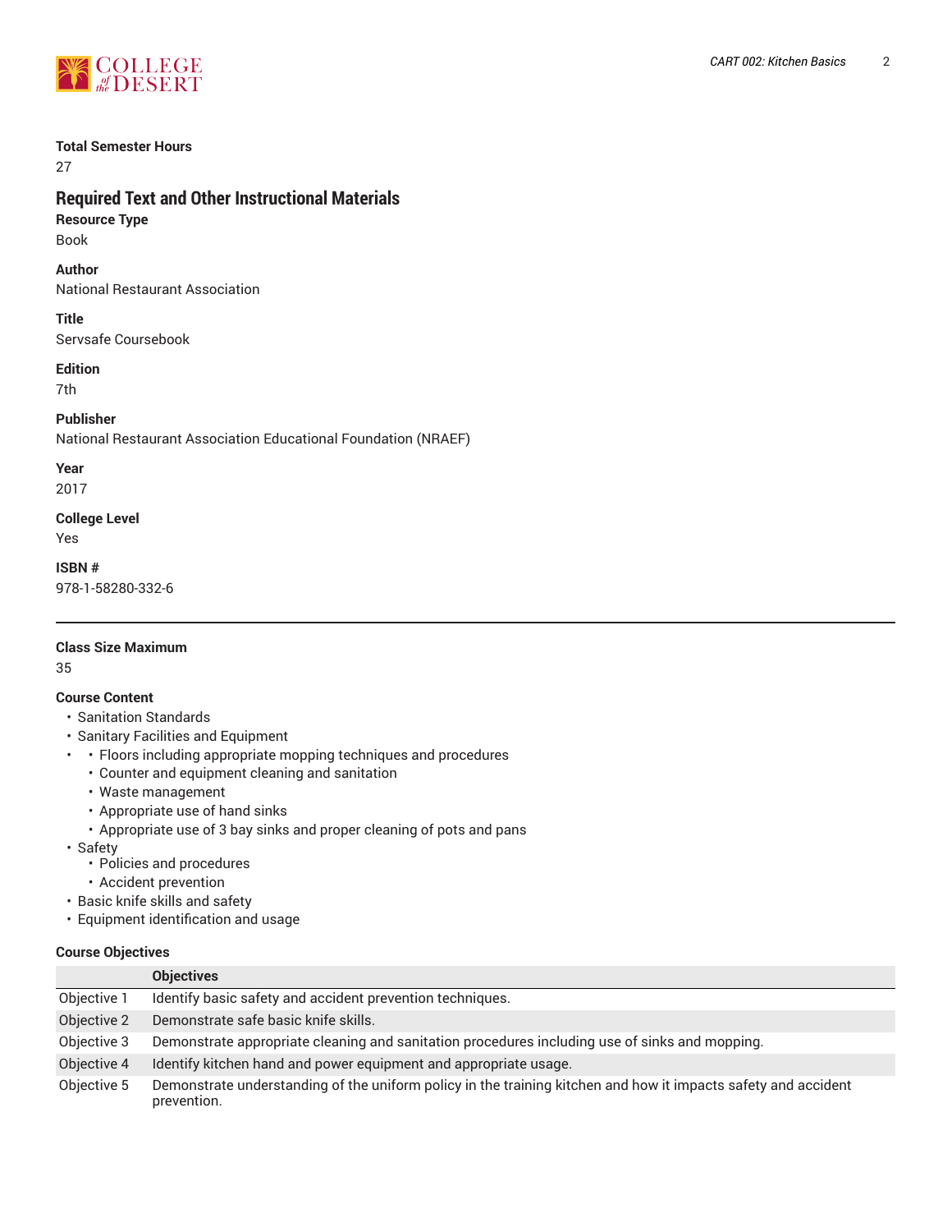**Total Semester Hours**

27

## Required Text and Other Instructional Materials

**Resource Type**

Book

**Author**

National Restaurant Association

**Title**

Servsafe Coursebook

**Edition**

7th

**Publisher**

National Restaurant Association Educational Foundation (NRAEF)

**Year**

2017

**College Level**

Yes

**ISBN #**

978-1-58280-332-6

---

**Class Size Maximum**

35

**Course Content**

- Sanitation Standards
- Sanitary Facilities and Equipment
-
    - Floors including appropriate mopping techniques and procedures
    - Counter and equipment cleaning and sanitation
    - Waste management
    - Appropriate use of hand sinks
    - Appropriate use of 3 bay sinks and proper cleaning of pots and pans
- Safety
    - Policies and procedures
    - Accident prevention
- Basic knife skills and safety
- Equipment identification and usage

**Course Objectives**

| | Objectives |
|---|---|
| Objective 1 | Identify basic safety and accident prevention techniques. |
| Objective 2 | Demonstrate safe basic knife skills. |
| Objective 3 | Demonstrate appropriate cleaning and sanitation procedures including use of sinks and mopping. |
| Objective 4 | Identify kitchen hand and power equipment and appropriate usage. |
| Objective 5 | Demonstrate understanding of the uniform policy in the training kitchen and how it impacts safety and accident prevention. |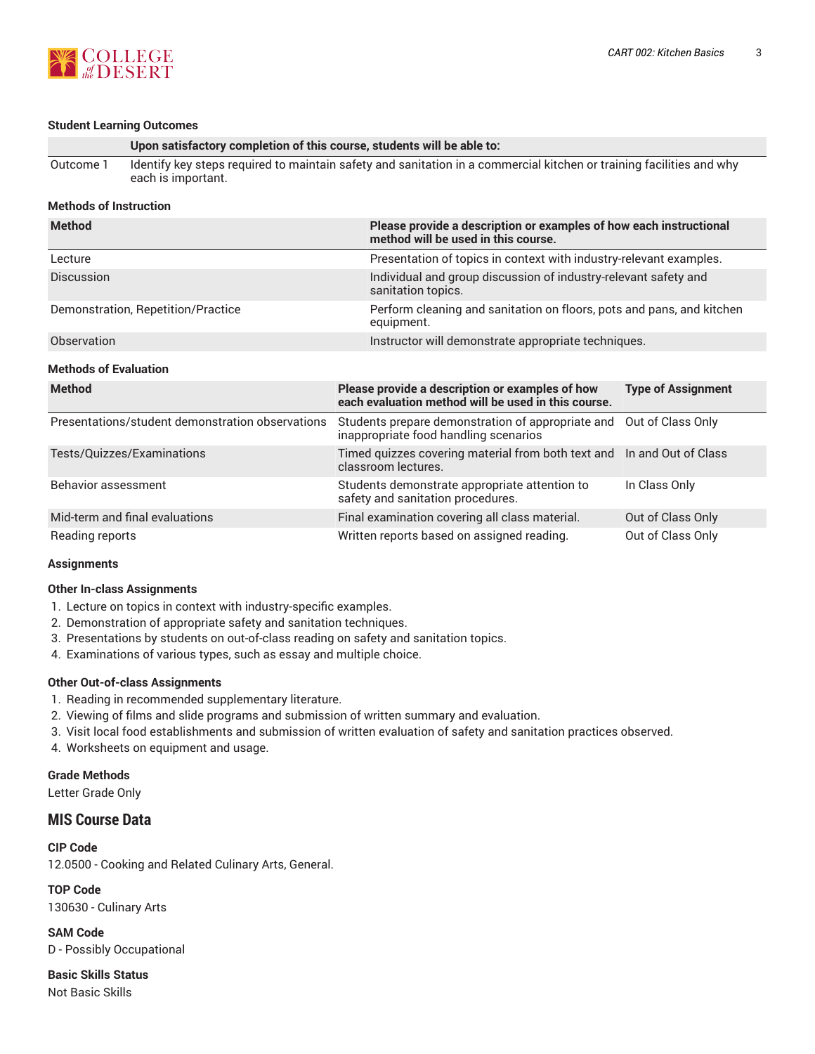#### Student Learning Outcomes

| | Upon satisfactory completion of this course, students will be able to: |
|---|---|
| Outcome 1 | Identify key steps required to maintain safety and sanitation in a commercial kitchen or training facilities and why each is important. |

#### Methods of Instruction

| Method | Please provide a description or examples of how each instructional method will be used in this course. |
|---|---|
| Lecture | Presentation of topics in context with industry-relevant examples. |
| Discussion | Individual and group discussion of industry-relevant safety and sanitation topics. |
| Demonstration, Repetition/Practice | Perform cleaning and sanitation on floors, pots and pans, and kitchen equipment. |
| Observation | Instructor will demonstrate appropriate techniques. |

#### Methods of Evaluation

| Method | Please provide a description or examples of how each evaluation method will be used in this course. | Type of Assignment |
|---|---|---|
| Presentations/student demonstration observations | Students prepare demonstration of appropriate and inappropriate food handling scenarios | Out of Class Only |
| Tests/Quizzes/Examinations | Timed quizzes covering material from both text and classroom lectures. | In and Out of Class |
| Behavior assessment | Students demonstrate appropriate attention to safety and sanitation procedures. | In Class Only |
| Mid-term and final evaluations | Final examination covering all class material. | Out of Class Only |
| Reading reports | Written reports based on assigned reading. | Out of Class Only |

#### Assignments

#### Other In-class Assignments

1. Lecture on topics in context with industry-specific examples.
2. Demonstration of appropriate safety and sanitation techniques.
3. Presentations by students on out-of-class reading on safety and sanitation topics.
4. Examinations of various types, such as essay and multiple choice.

#### Other Out-of-class Assignments

1. Reading in recommended supplementary literature.
2. Viewing of films and slide programs and submission of written summary and evaluation.
3. Visit local food establishments and submission of written evaluation of safety and sanitation practices observed.
4. Worksheets on equipment and usage.

#### Grade Methods

Letter Grade Only

## MIS Course Data

#### CIP Code

12.0500 - Cooking and Related Culinary Arts, General.

#### TOP Code

130630 - Culinary Arts

#### SAM Code

D - Possibly Occupational

#### Basic Skills Status

Not Basic Skills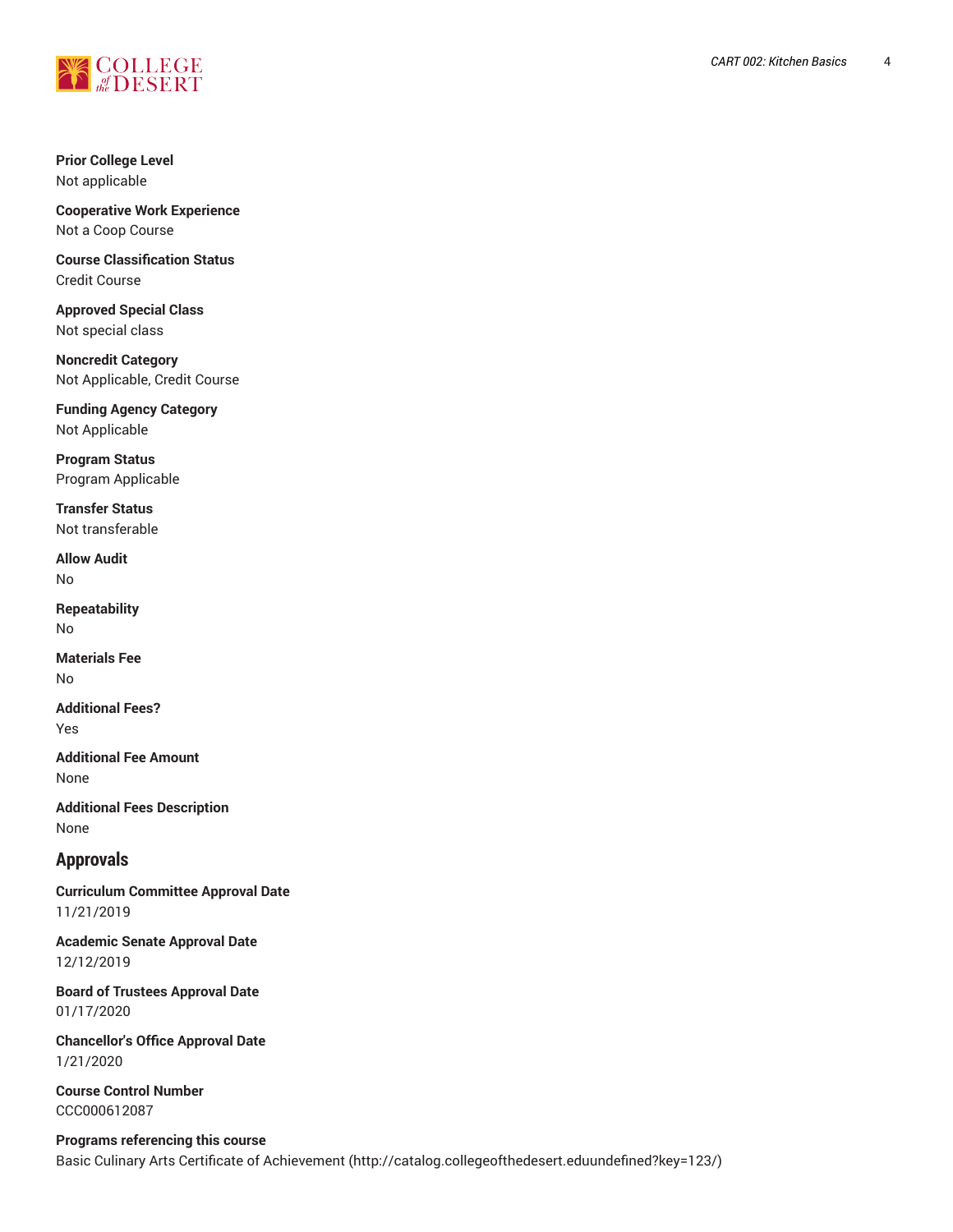**Prior College Level**
Not applicable

**Cooperative Work Experience**
Not a Coop Course

**Course Classification Status**
Credit Course

**Approved Special Class**
Not special class

**Noncredit Category**
Not Applicable, Credit Course

**Funding Agency Category**
Not Applicable

**Program Status**
Program Applicable

**Transfer Status**
Not transferable

**Allow Audit**
No

**Repeatability**
No

**Materials Fee**
No

**Additional Fees?**
Yes

**Additional Fee Amount**
None

**Additional Fees Description**
None

## Approvals

**Curriculum Committee Approval Date**
11/21/2019

**Academic Senate Approval Date**
12/12/2019

**Board of Trustees Approval Date**
01/17/2020

**Chancellor's Office Approval Date**
1/21/2020

**Course Control Number**
CCC000612087

**Programs referencing this course**
Basic Culinary Arts Certificate of Achievement (http://catalog.collegeofthedesert.eduundefined?key=123/)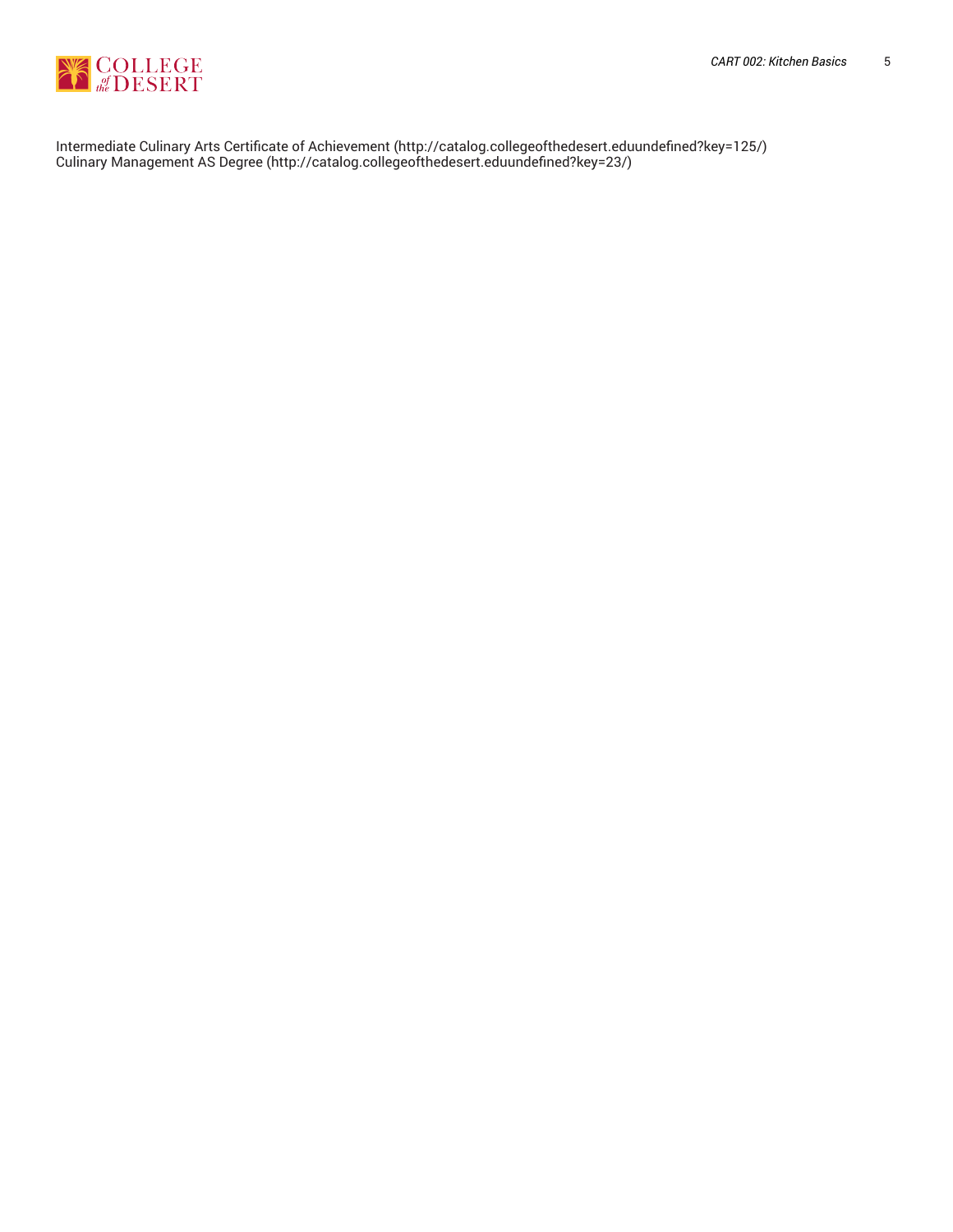Intermediate Culinary Arts Certificate of Achievement (http://catalog.collegeofthedesert.eduundefined?key=125/)
Culinary Management AS Degree (http://catalog.collegeofthedesert.eduundefined?key=23/)